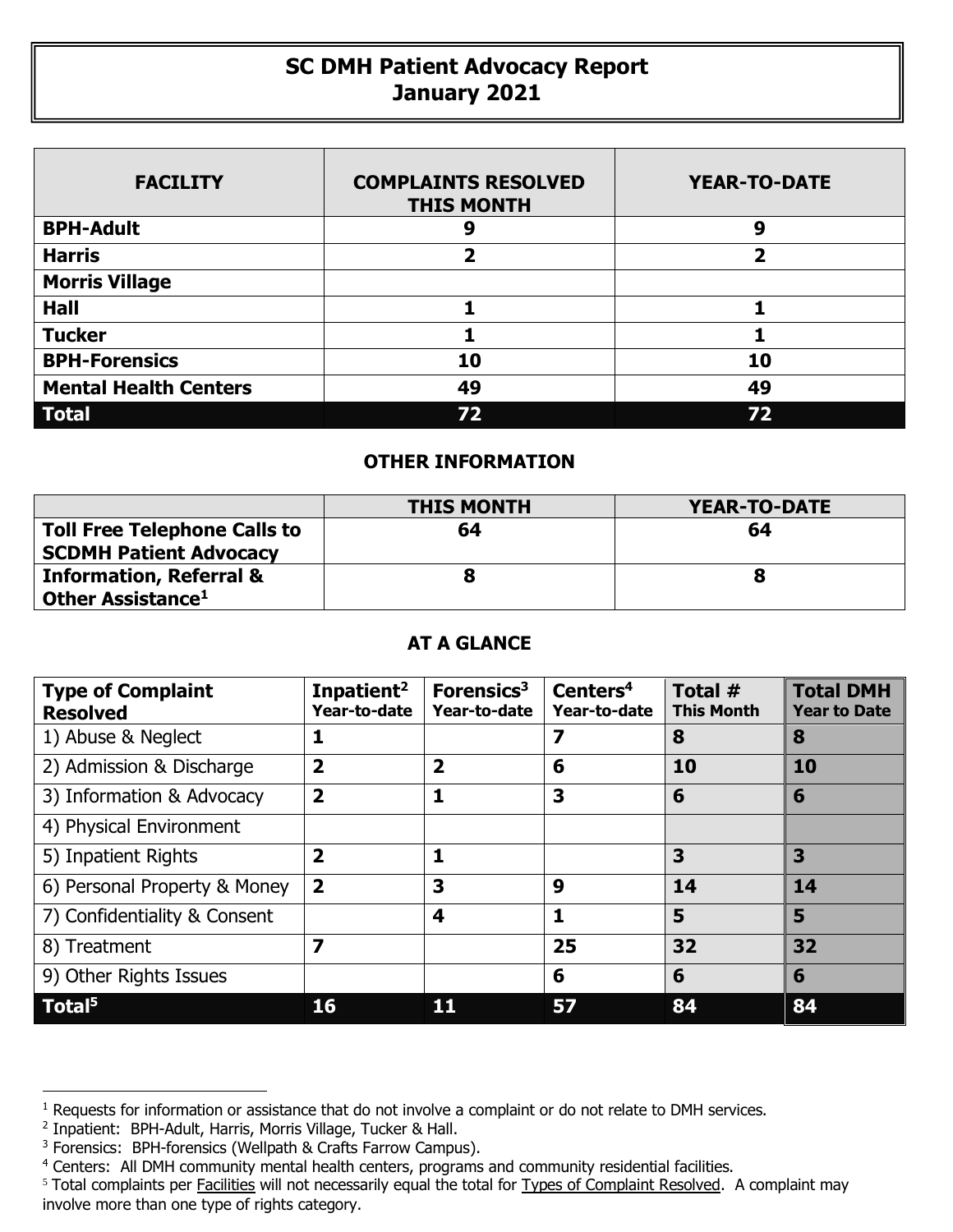# SC DMH Patient Advocacy Report
# January 2021

| FACILITY | COMPLAINTS RESOLVED THIS MONTH | YEAR-TO-DATE |
|---|---|---|
| **BPH-Adult** | 9 | 9 |
| **Harris** | 2 | 2 |
| **Morris Village** | | |
| **Hall** | 1 | 1 |
| **Tucker** | 1 | 1 |
| **BPH-Forensics** | 10 | 10 |
| **Mental Health Centers** | 49 | 49 |
| **Total** | **72** | **72** |

## OTHER INFORMATION

| | THIS MONTH | YEAR-TO-DATE |
|---|---|---|
| **Toll Free Telephone Calls to SCDMH Patient Advocacy** | 64 | 64 |
| **Information, Referral & Other Assistance[1]** | 8 | 8 |

## AT A GLANCE

| Type of Complaint Resolved | Inpatient[2] Year-to-date | Forensics[3] Year-to-date | Centers[4] Year-to-date | Total # This Month | Total DMH Year to Date |
|---|---|---|---|---|---|
| 1) Abuse & Neglect | 1 | | 7 | 8 | 8 |
| 2) Admission & Discharge | 2 | 2 | 6 | 10 | 10 |
| 3) Information & Advocacy | 2 | 1 | 3 | 6 | 6 |
| 4) Physical Environment | | | | | |
| 5) Inpatient Rights | 2 | 1 | | 3 | 3 |
| 6) Personal Property & Money | 2 | 3 | 9 | 14 | 14 |
| 7) Confidentiality & Consent | | 4 | 1 | 5 | 5 |
| 8) Treatment | 7 | | 25 | 32 | 32 |
| 9) Other Rights Issues | | | 6 | 6 | 6 |
| **Total[5]** | **16** | **11** | **57** | **84** | **84** |

[1] Requests for information or assistance that do not involve a complaint or do not relate to DMH services.

[2] Inpatient: BPH-Adult, Harris, Morris Village, Tucker & Hall.

[3] Forensics: BPH-forensics (Wellpath & Crafts Farrow Campus).

[4] Centers: All DMH community mental health centers, programs and community residential facilities.

[5] Total complaints per Facilities will not necessarily equal the total for Types of Complaint Resolved. A complaint may involve more than one type of rights category.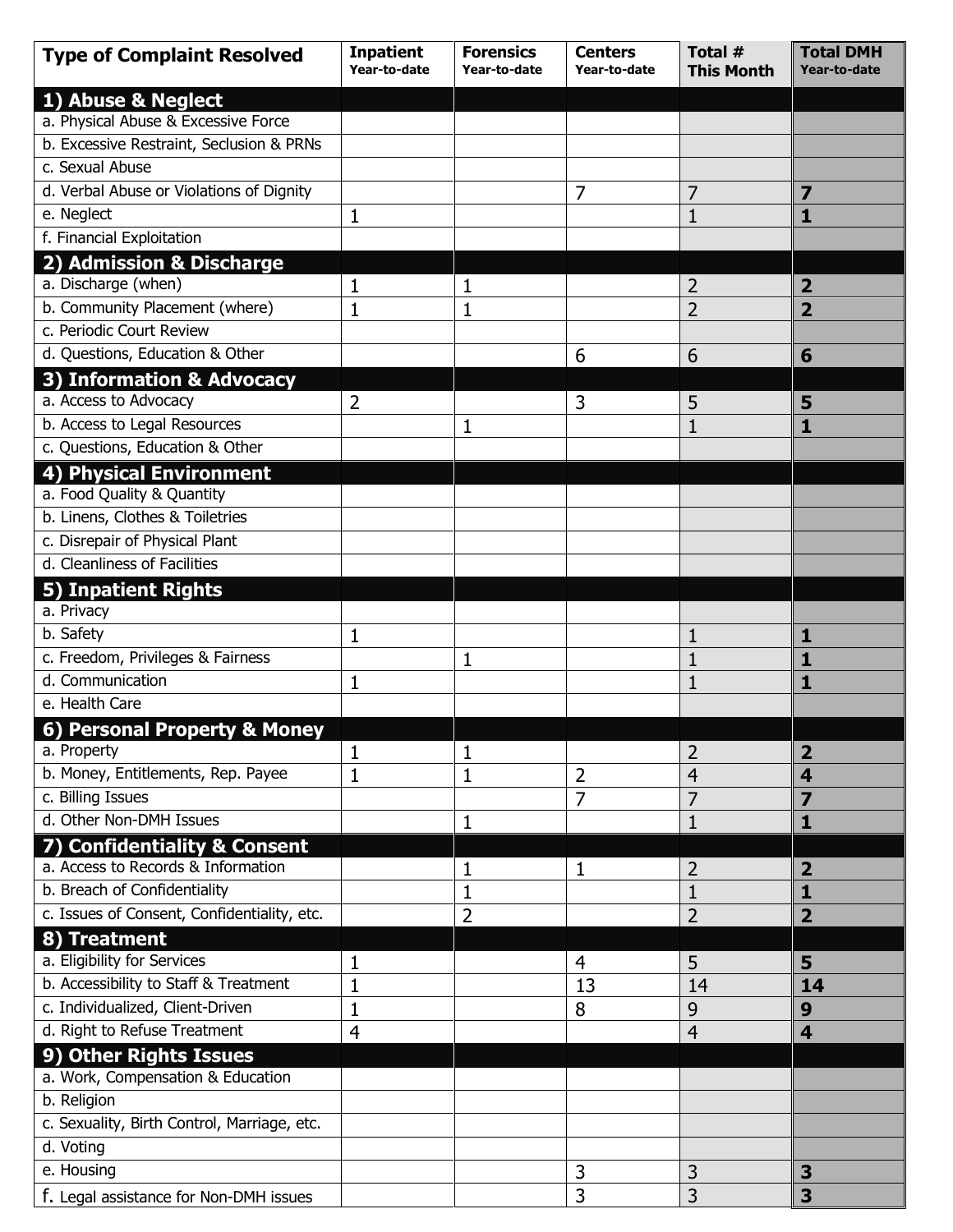| Type of Complaint Resolved | Inpatient Year-to-date | Forensics Year-to-date | Centers Year-to-date | Total # This Month | Total DMH Year-to-date |
|---|---|---|---|---|---|
| **1) Abuse & Neglect** | | | | | |
| a. Physical Abuse & Excessive Force | | | | | |
| b. Excessive Restraint, Seclusion & PRNs | | | | | |
| c. Sexual Abuse | | | | | |
| d. Verbal Abuse or Violations of Dignity | | | 7 | 7 | **7** |
| e. Neglect | 1 | | | 1 | **1** |
| f. Financial Exploitation | | | | | |
| **2) Admission & Discharge** | | | | | |
| a. Discharge (when) | 1 | 1 | | 2 | **2** |
| b. Community Placement (where) | 1 | 1 | | 2 | **2** |
| c. Periodic Court Review | | | | | |
| d. Questions, Education & Other | | | 6 | 6 | **6** |
| **3) Information & Advocacy** | | | | | |
| a. Access to Advocacy | 2 | | 3 | 5 | **5** |
| b. Access to Legal Resources | | 1 | | 1 | **1** |
| c. Questions, Education & Other | | | | | |
| **4) Physical Environment** | | | | | |
| a. Food Quality & Quantity | | | | | |
| b. Linens, Clothes & Toiletries | | | | | |
| c. Disrepair of Physical Plant | | | | | |
| d. Cleanliness of Facilities | | | | | |
| **5) Inpatient Rights** | | | | | |
| a. Privacy | | | | | |
| b. Safety | 1 | | | 1 | **1** |
| c. Freedom, Privileges & Fairness | | 1 | | 1 | **1** |
| d. Communication | 1 | | | 1 | **1** |
| e. Health Care | | | | | |
| **6) Personal Property & Money** | | | | | |
| a. Property | 1 | 1 | | 2 | **2** |
| b. Money, Entitlements, Rep. Payee | 1 | 1 | 2 | 4 | **4** |
| c. Billing Issues | | | 7 | 7 | **7** |
| d. Other Non-DMH Issues | | 1 | | 1 | **1** |
| **7) Confidentiality & Consent** | | | | | |
| a. Access to Records & Information | | 1 | 1 | 2 | **2** |
| b. Breach of Confidentiality | | 1 | | 1 | **1** |
| c. Issues of Consent, Confidentiality, etc. | | 2 | | 2 | **2** |
| **8) Treatment** | | | | | |
| a. Eligibility for Services | 1 | | 4 | 5 | **5** |
| b. Accessibility to Staff & Treatment | 1 | | 13 | 14 | **14** |
| c. Individualized, Client-Driven | 1 | | 8 | 9 | **9** |
| d. Right to Refuse Treatment | 4 | | | 4 | **4** |
| **9) Other Rights Issues** | | | | | |
| a. Work, Compensation & Education | | | | | |
| b. Religion | | | | | |
| c. Sexuality, Birth Control, Marriage, etc. | | | | | |
| d. Voting | | | | | |
| e. Housing | | | 3 | 3 | **3** |
| f. Legal assistance for Non-DMH issues | | | 3 | 3 | **3** |